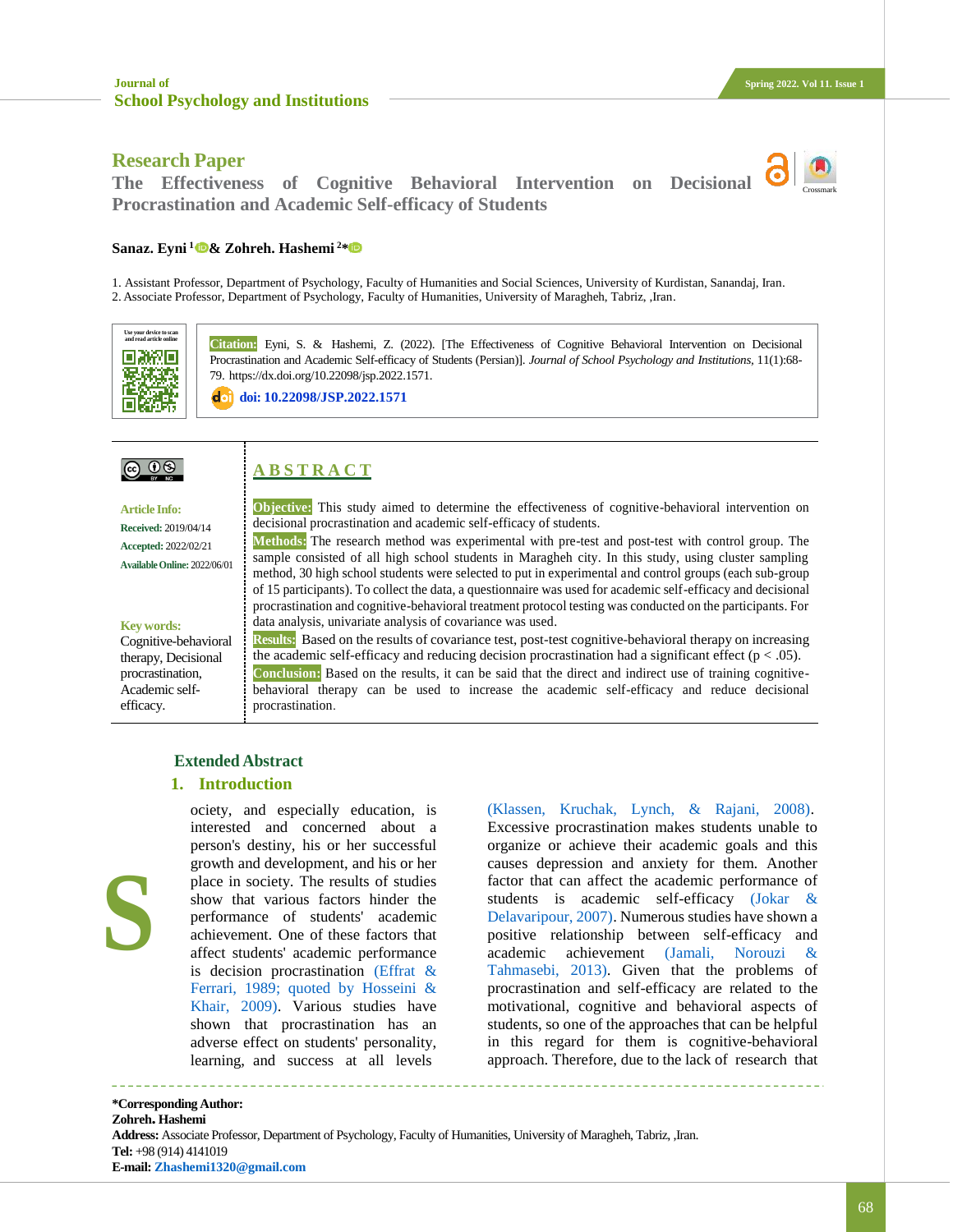## Research Paper

# The Effectiveness of Cognitive Behavioral Intervention on Decisional Procrastination and Academic Self-efficacy of Students

**Sanaz. Eyni**[1] **& Zohreh. Hashemi**[2*]

1. Assistant Professor, Department of Psychology, Faculty of Humanities and Social Sciences, University of Kurdistan, Sanandaj, Iran.
2. Associate Professor, Department of Psychology, Faculty of Humanities, University of Maragheh, Tabriz, ,Iran.

**Citation:** Eyni, S. & Hashemi, Z. (2022). [The Effectiveness of Cognitive Behavioral Intervention on Decisional Procrastination and Academic Self-efficacy of Students (Persian)]. *Journal of School Psychology and Institutions*, 11(1):68-79. https://dx.doi.org/10.22098/jsp.2022.1571.

doi: 10.22098/JSP.2022.1571

**Article Info:**

**Received:** 2019/04/14

**Accepted:** 2022/02/21

**Available Online:** 2022/06/01

**Key words:**

Cognitive-behavioral therapy, Decisional procrastination, Academic self-efficacy.

## ABSTRACT

**Objective:** This study aimed to determine the effectiveness of cognitive-behavioral intervention on decisional procrastination and academic self-efficacy of students.

**Methods:** The research method was experimental with pre-test and post-test with control group. The sample consisted of all high school students in Maragheh city. In this study, using cluster sampling method, 30 high school students were selected to put in experimental and control groups (each sub-group of 15 participants). To collect the data, a questionnaire was used for academic self-efficacy and decisional procrastination and cognitive-behavioral treatment protocol testing was conducted on the participants. For data analysis, univariate analysis of covariance was used.

**Results:** Based on the results of covariance test, post-test cognitive-behavioral therapy on increasing the academic self-efficacy and reducing decision procrastination had a significant effect ($p < .05$).

**Conclusion:** Based on the results, it can be said that the direct and indirect use of training cognitive-behavioral therapy can be used to increase the academic self-efficacy and reduce decisional procrastination.

## Extended Abstract

### 1. Introduction

Society, and especially education, is interested and concerned about a person's destiny, his or her successful growth and development, and his or her place in society. The results of studies show that various factors hinder the performance of students' academic achievement. One of these factors that affect students' academic performance is decision procrastination (Effrat & Ferrari, 1989; quoted by Hosseini & Khair, 2009). Various studies have shown that procrastination has an adverse effect on students' personality, learning, and success at all levels (Klassen, Kruchak, Lynch, & Rajani, 2008). Excessive procrastination makes students unable to organize or achieve their academic goals and this causes depression and anxiety for them. Another factor that can affect the academic performance of students is academic self-efficacy (Jokar & Delavaripour, 2007). Numerous studies have shown a positive relationship between self-efficacy and academic achievement (Jamali, Norouzi & Tahmasebi, 2013). Given that the problems of procrastination and self-efficacy are related to the motivational, cognitive and behavioral aspects of students, so one of the approaches that can be helpful in this regard for them is cognitive-behavioral approach. Therefore, due to the lack of research that

---

**\*Corresponding Author:**

**Zohreh. Hashemi**

**Address:** Associate Professor, Department of Psychology, Faculty of Humanities, University of Maragheh, Tabriz, ,Iran.

**Tel:** +98 (914) 4141019

**E-mail:** Zhashemi1320@gmail.com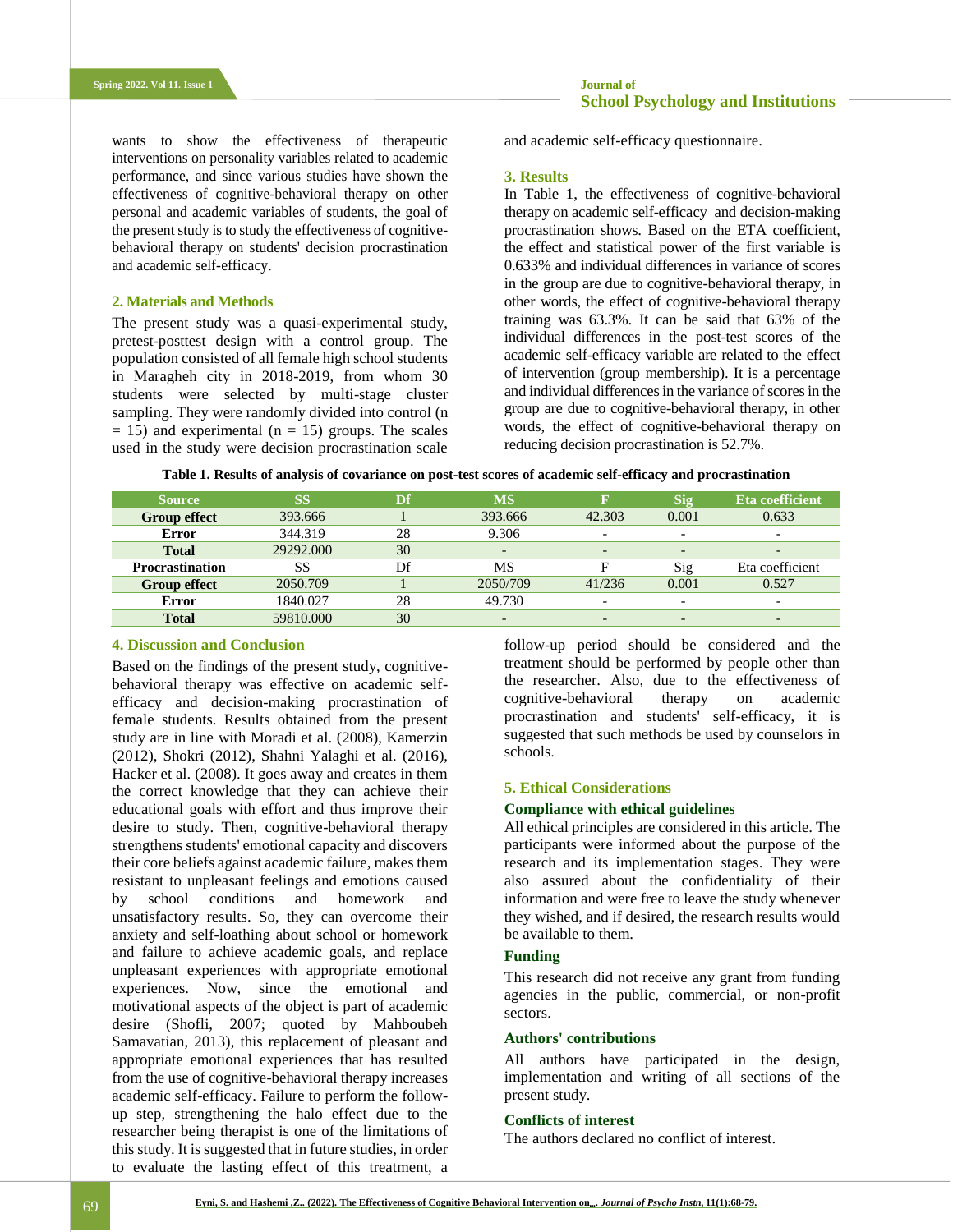wants to show the effectiveness of therapeutic interventions on personality variables related to academic performance, and since various studies have shown the effectiveness of cognitive-behavioral therapy on other personal and academic variables of students, the goal of the present study is to study the effectiveness of cognitive-behavioral therapy on students' decision procrastination and academic self-efficacy.

## 2. Materials and Methods

The present study was a quasi-experimental study, pretest-posttest design with a control group. The population consisted of all female high school students in Maragheh city in 2018-2019, from whom 30 students were selected by multi-stage cluster sampling. They were randomly divided into control (n = 15) and experimental (n = 15) groups. The scales used in the study were decision procrastination scale and academic self-efficacy questionnaire.

## 3. Results

In Table 1, the effectiveness of cognitive-behavioral therapy on academic self-efficacy and decision-making procrastination shows. Based on the ETA coefficient, the effect and statistical power of the first variable is 0.633% and individual differences in variance of scores in the group are due to cognitive-behavioral therapy, in other words, the effect of cognitive-behavioral therapy training was 63.3%. It can be said that 63% of the individual differences in the post-test scores of the academic self-efficacy variable are related to the effect of intervention (group membership). It is a percentage and individual differences in the variance of scores in the group are due to cognitive-behavioral therapy, in other words, the effect of cognitive-behavioral therapy on reducing decision procrastination is 52.7%.

**Table 1. Results of analysis of covariance on post-test scores of academic self-efficacy and procrastination**

| Source | SS | Df | MS | F | Sig | Eta coefficient |
|---|---|---|---|---|---|---|
| **Group effect** | 393.666 | 1 | 393.666 | 42.303 | 0.001 | 0.633 |
| **Error** | 344.319 | 28 | 9.306 | - | - | - |
| **Total** | 29292.000 | 30 | - | - | - | - |
| **Procrastination** | SS | Df | MS | F | Sig | Eta coefficient |
| **Group effect** | 2050.709 | 1 | 2050/709 | 41/236 | 0.001 | 0.527 |
| **Error** | 1840.027 | 28 | 49.730 | - | - | - |
| **Total** | 59810.000 | 30 | - | - | - | - |

## 4. Discussion and Conclusion

Based on the findings of the present study, cognitive-behavioral therapy was effective on academic self-efficacy and decision-making procrastination of female students. Results obtained from the present study are in line with Moradi et al. (2008), Kamerzin (2012), Shokri (2012), Shahni Yalaghi et al. (2016), Hacker et al. (2008). It goes away and creates in them the correct knowledge that they can achieve their educational goals with effort and thus improve their desire to study. Then, cognitive-behavioral therapy strengthens students' emotional capacity and discovers their core beliefs against academic failure, makes them resistant to unpleasant feelings and emotions caused by school conditions and homework and unsatisfactory results. So, they can overcome their anxiety and self-loathing about school or homework and failure to achieve academic goals, and replace unpleasant experiences with appropriate emotional experiences. Now, since the emotional and motivational aspects of the object is part of academic desire (Shofli, 2007; quoted by Mahboubeh Samavatian, 2013), this replacement of pleasant and appropriate emotional experiences that has resulted from the use of cognitive-behavioral therapy increases academic self-efficacy. Failure to perform the follow-up step, strengthening the halo effect due to the researcher being therapist is one of the limitations of this study. It is suggested that in future studies, in order to evaluate the lasting effect of this treatment, a follow-up period should be considered and the treatment should be performed by people other than the researcher. Also, due to the effectiveness of cognitive-behavioral therapy on academic procrastination and students' self-efficacy, it is suggested that such methods be used by counselors in schools.

## 5. Ethical Considerations

### Compliance with ethical guidelines

All ethical principles are considered in this article. The participants were informed about the purpose of the research and its implementation stages. They were also assured about the confidentiality of their information and were free to leave the study whenever they wished, and if desired, the research results would be available to them.

### Funding

This research did not receive any grant from funding agencies in the public, commercial, or non-profit sectors.

### Authors' contributions

All authors have participated in the design, implementation and writing of all sections of the present study.

### Conflicts of interest

The authors declared no conflict of interest.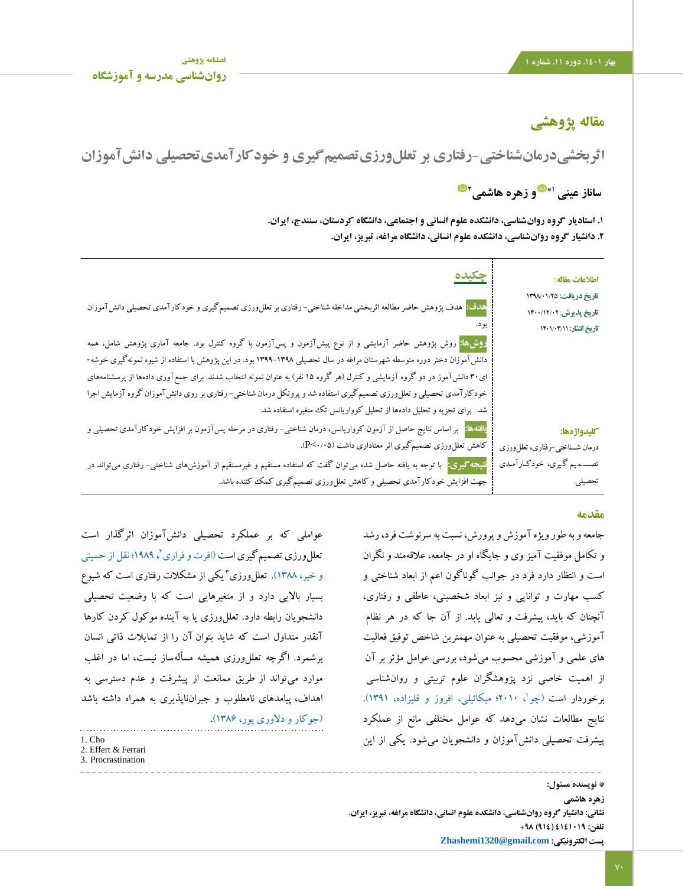مقاله پژوهشی

# اثربخشی درمان‌شناختی-رفتاری بر تعلل‌ورزی تصمیم‌گیری و خودکارآمدی تحصیلی دانش‌آموزان

**ساناز عینی[1*] و زهره هاشمی[2]**

**۱. استادیار گروه روان‌شناسی، دانشکده علوم انسانی و اجتماعی، دانشگاه کردستان، سنندج، ایران.**
**۲. دانشیار گروه روان‌شناسی، دانشکده علوم انسانی، دانشگاه مراغه، تبریز، ایران.**

**اطلاعات مقاله:**
تاریخ دریافت: ۱۳۹۸/۰۱/۲۵
تاریخ پذیرش: ۱۴۰۰/۱۲/۰۲
تاریخ انتشار: ۱۴۰۱/۰۳/۱۱

**کلیدواژه‌ها:**
درمان شناختی-رفتاری، تعلل‌ورزی تصمیم گیری، خودکارآمدی تحصیلی.

## چکیده

**هدف:** هدف پژوهش حاضر مطالعه اثربخشی مداخله شناختی- رفتاری بر تعلل‌ورزی تصمیم‌گیری و خودکارآمدی تحصیلی دانش‌آموزان بود.

**روش‌ها:** روش پژوهش حاضر آزمایشی و از نوع پیش‌آزمون و پس‌آزمون با گروه کنترل بود. جامعه آماری پژوهش شامل، همه دانش‌آموزان دختر دوره متوسط شهرستان مراغه در سال تحصیلی ۱۳۹۸-۱۳۹۹ بود. در این پژوهش با استفاده از شیوه نمونه‌گیری خوشه‌ای ۳۰ دانش‌آموز در دو گروه آزمایشی و کنترل (هر گروه ۱۵ نفر) به عنوان نمونه انتخاب شدند. برای جمع‌آوری داده‌ها از پرسشنامه‌های خودکارآمدی تحصیلی و تعلل‌ورزی تصمیم‌گیری استفاده شد و پروتکل درمان شناختی- رفتاری بر روی دانش‌آموزان گروه آزمایش اجرا شد. برای تجزیه و تحلیل داده‌ها از تحلیل کوواریانس تک متغیره استفاده شد.

**یافته‌ها:** بر اساس نتایج حاصل از آزمون کوواریانس، درمان شناختی- رفتاری در مرحله پس‌آزمون بر افزایش خودکارآمدی تحصیلی و کاهش تعلل‌ورزی تصمیم‌گیری اثر معناداری داشت ($P<0.05$).

**نتیجه‌گیری:** با توجه به یافته حاصل شده می‌توان گفت که استفاده مستقیم و غیرمستقیم از آموزش‌های شناختی- رفتاری می‌تواند در جهت افزایش خودکارآمدی تحصیلی و کاهش تعلل‌ورزی تصمیم‌گیری کمک کننده باشد.

## مقدمه

جامعه و به طور ویژه آموزش و پرورش، نسبت به سرنوشت فرد، رشد و تکامل موفقیت آمیز وی و جایگاه او در جامعه، علاقه‌مند و نگران است و انتظار دارد فرد در جوانب گوناگون اعم از ابعاد شناختی و کسب مهارت و توانایی و نیز ابعاد شخصیتی، عاطفی و رفتاری، آنچنان که باید، پیشرفت و تعالی یابد. از آن جا که در هر نظام آموزشی، موفقیت تحصیلی به عنوان مهمترین شاخص توفیق فعالیت های علمی و آموزشی محسوب می‌شود، بررسی عوامل مؤثر بر آن از اهمیت خاصی نزد پژوهشگران علوم تربیتی و روانشناسی برخوردار است (چو[1]، ۲۰۱۰؛ میکائیلی، افروز و قلیزاده، ۱۳۹۱). نتایج مطالعات نشان می‌دهد که عوامل مختلفی مانع از عملکرد پیشرفت تحصیلی دانش‌آموزان و دانشجویان می‌شود. یکی از این عواملی که بر عملکرد تحصیلی دانش‌آموزان اثرگذار است تعلل‌ورزی تصمیم‌گیری است (افرت و فراری[2]، ۱۹۸۹؛ نقل از حسینی و خیر، ۱۳۸۸). تعلل‌ورزی[3] یکی از مشکلات رفتاری است که شیوع بسیار بالایی دارد و از متغیرهایی است که با وضعیت تحصیلی دانشجویان رابطه دارد. تعلل‌ورزی یا به آینده موکول کردن کارها آنقدر متداول است که شاید بتوان آن را از تمایلات ذاتی انسان برشمرد. اگرچه تعلل‌ورزی همیشه مسأله‌ساز نیست، اما در اغلب موارد می‌تواند از طریق ممانعت از پیشرفت و عدم دسترسی به اهداف، پیامدهای نامطلوب و جبران‌ناپذیری به همراه داشته باشد (جوکار و دلاوری پور، ۱۳۸۶).

1. Cho
2. Effert & Ferrari
3. Procrastination

\* نویسنده مسئول:
زهره هاشمی
نشانی: دانشیار گروه روان‌شناسی، دانشکده علوم انسانی، دانشگاه مراغه، تبریز، ایران.
تلفن: ۴۱۴۱۰۱۹ (۹۱۴) ۹۸+
پست الکترونیکی: Zhashemi1320@gmail.com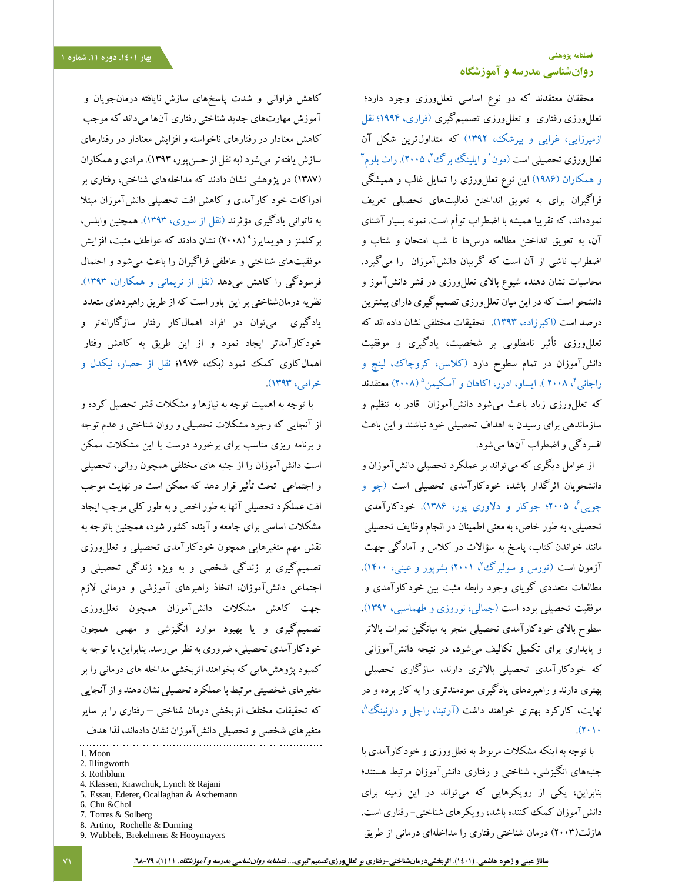محققان معتقدند که دو نوع اساسی تعلل‌ورزی وجود دارد؛ تعلل‌ورزی رفتاری و تعلل‌ورزی تصمیم‌گیری (فراری، ۱۹۹۴؛ نقل ازمیرزایی، غرایی و بیرشک، ۱۳۹۲) که متداول‌ترین شکل آن تعلل‌ورزی تحصیلی است (مون[1] و ایلینگ برگ[2]، ۲۰۰۵). راث بلوم[3] و همکاران (۱۹۸۶) این نوع تعلل‌ورزی از تمایل غالب و همیشگی فراگیران برای به تعویق انداختن فعالیت‌های تحصیلی تعریف نموده‌اند، که تقریبا همیشه با اضطراب توأم است. نمونه بسیار آشنای آن، به تعویق انداختن مطالعه درس‌ها تا شب امتحان و شتاب و اضطراب ناشی از آن است که گریبان دانش‌آموزان را می‌گیرد. محاسبات نشان دهنده شیوع بالای تعلل‌ورزی در قشر دانش‌آموز و دانشجو است که در این میان تعلل‌ورزی تصمیم‌گیری دارای بیشترین درصد است (اکبرزاده، ۱۳۹۳). تحقیقات مختلفی نشان داده اند که تعلل‌ورزی تأثیر نامطلوبی بر شخصیت، یادگیری و موفقیت دانش‌آموزان در تمام سطوح دارد (کلاسن، کروچاک، لینچ و راجانی[4]، ۲۰۰۸ ). ایساو، ادرر، اکاهان و آسکیمن[5] (۲۰۰۸) معتقدند که تعلل‌ورزی زیاد باعث می‌شود دانش‌آموزان قادر به تنظیم و سازماندهی برای رسیدن به اهداف تحصیلی خود نباشند و این باعث افسردگی و اضطراب آن‌ها می‌شود.

از عوامل دیگری که می‌تواند بر عملکرد تحصیلی دانش‌آموزان و دانشجویان اثرگذار باشد، خودکارآمدی تحصیلی است (چو و چویی[6]، ۲۰۰۵؛ جوکار و دلاوری پور، ۱۳۸۶). خودکارآمدی تحصیلی، به طور خاص، به معنی اطمینان در انجام وظایف تحصیلی مانند خواندن کتاب، پاسخ به سؤالات در کلاس و آمادگی جهت آزمون است (تورس و سولبرگ[7]، ۲۰۰۱؛ بشرپور و عینی، ۱۴۰۰). مطالعات متعددی گویای وجود رابطه مثبت بین خودکارآمدی و موفقیت تحصیلی بوده است (جمالی، نوروزی و طهماسبی، ۱۳۹۲). سطوح بالای خودکارآمدی تحصیلی منجر به میانگین نمرات بالاتر و پایداری برای تکمیل تکالیف می‌شود، در نتیجه دانش‌آموزانی که خودکارآمدی تحصیلی بالاتری دارند، سازگاری تحصیلی بهتری دارند و راهبردهای یادگیری سودمندتری را به کار برده و در نهایت، کارکرد بهتری خواهند داشت (آرتینا، راچل و دارنینگ[8]، ۲۰۱۰).

با توجه به اینکه مشکلات مربوط به تعلل‌ورزی و خودکارآمدی با جنبه‌های انگیزشی، شناختی و رفتاری دانش‌آموزان مرتبط هستند؛ بنابراین، یکی از رویکردهایی که می‌تواند در این زمینه برای دانش‌آموزان کمک کننده باشد، رویکردهای شناختی- رفتاری است. هازلت(۲۰۰۳) درمان شناختی رفتاری را مداخله‌ای درمانی از طریق کاهش فراوانی و شدت پاسخ‌های سازش نایافته درمان‌جویان و آموزش مهارت‌های جدید شناختی رفتاری آن‌ها می‌داند که موجب کاهش معنادار در رفتارهای ناخواسته و افزایش معنادار در رفتارهای سازش یافته‌تر می‌شود (به نقل از حسن‌پور، ۱۳۹۳). مرادی و همکاران (۱۳۸۷) در پژوهشی نشان دادند که مداخله‌های شناختی، رفتاری بر ادراکات خود کارآمدی و کاهش افت تحصیلی دانش‌آموزان مبتلا به ناتوانی یادگیری مؤثرند (نقل از سوری، ۱۳۹۳). همچنین وابلس، برکلمنز و هویمایرز[9] (۲۰۰۸) نشان دادند که عواطف مثبت، افزایش موفقیت‌های شناختی و عاطفی فراگیران را باعث می‌شود و احتمال فرسودگی را کاهش می‌دهد (نقل از نریمانی و همکاران، ۱۳۹۳). نظریه درمان‌شناختی بر این باور است که از طریق راهبردهای متعدد یادگیری می‌توان در افراد اهمال‌کار رفتار سازگارانه‌تر و خودکارآمدتر ایجاد نمود و از این طریق به کاهش رفتار اهمال‌کاری کمک نمود (بک، ۱۹۷۶؛ نقل از حصار، نیکدل و خرامی، ۱۳۹۳).

با توجه به اهمیت توجه به نیازها و مشکلات قشر تحصیل کرده و از آنجایی که وجود مشکلات تحصیلی و روان شناختی و عدم توجه و برنامه ریزی مناسب برای برخورد درست با این مشکلات ممکن است دانش‌آموزان را از جنبه های مختلفی همچون روانی، تحصیلی و اجتماعی تحت تأثیر قرار دهد که ممکن است در نهایت موجب افت عملکرد تحصیلی آنها به طور اخص و به طور کلی موجب ایجاد مشکلات اساسی برای جامعه و آینده کشور شود، همچنین باتوجه به نقش مهم متغیرهایی همچون خودکارآمدی تحصیلی و تعلل‌ورزی تصمیم‌گیری بر زندگی شخصی و به ویژه زندگی تحصیلی و اجتماعی دانش‌آموزان، اتخاذ راهبردهای آموزشی و درمانی لازم جهت کاهش مشکلات دانش‌آموزان همچون تعلل‌ورزی تصمیم‌گیری و یا بهبود موارد انگیزشی و مهمی همچون خودکارآمدی تحصیلی، ضروری به نظر می‌رسد. بنابراین، با توجه به کمبود پژوهش‌هایی که بخواهند اثربخشی مداخله های درمانی را بر متغیرهای شخصیتی مرتبط با عملکرد تحصیلی نشان دهند و از آنجایی که تحقیقات مختلف اثربخشی درمان شناختی – رفتاری را بر سایر متغیرهای شخصی و تحصیلی دانش‌آموزان نشان داده‌اند، لذا هدف

---

1. Moon
2. Illingworth
3. Rothblum
4. Klassen, Krawchuk, Lynch & Rajani
5. Essau, Ederer, Ocallaghan & Aschemann
6. Chu &Chol
7. Torres & Solberg
8. Artino, Rochelle & Durning
9. Wubbels, Brekelmens & Hooymayers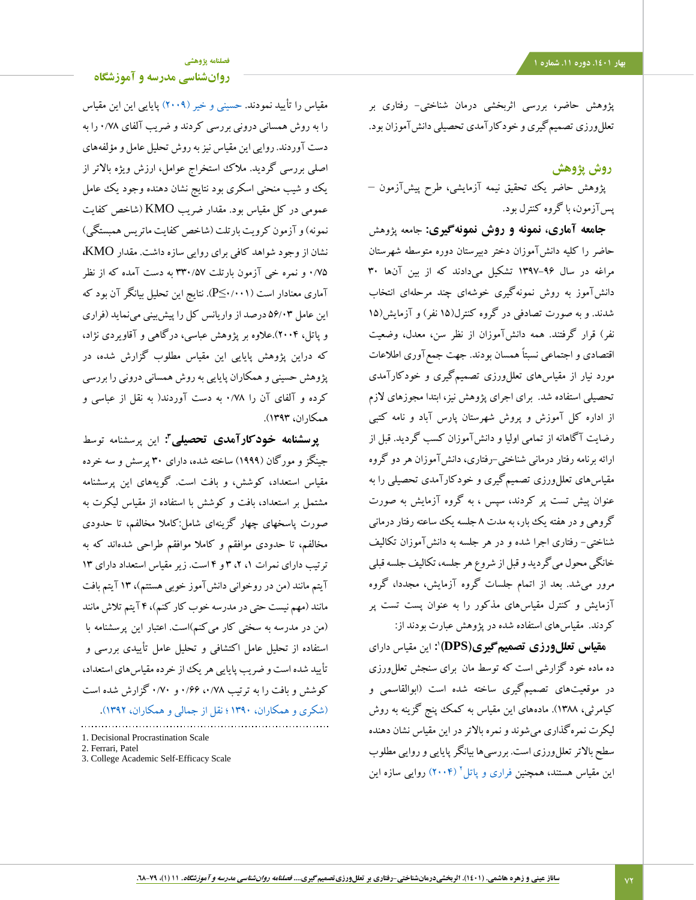پژوهش حاضر، بررسی اثربخشی درمان شناختی- رفتاری بر تعلل‌ورزی تصمیم‌گیری و خودکارآمدی تحصیلی دانش‌آموزان بود.

## روش پژوهش

پژوهش حاضر یک تحقیق نیمه آزمایشی، طرح پیش‌آزمون – پس‌آزمون، با گروه کنترل بود.

**جامعه آماری، نمونه و روش نمونه‌گیری:** جامعه پژوهش حاضر را کلیه دانش‌آموزان دختر دبیرستان دوره متوسطه شهرستان مراغه در سال ۹۶-۱۳۹۷ تشکیل می‌دادند که از بین آن‌ها ۳۰ دانش‌آموز به روش نمونه‌گیری خوشه‌ای چند مرحله‌ای انتخاب شدند. و به صورت تصادفی در گروه کنترل(۱۵ نفر) و آزمایش(۱۵ نفر) قرار گرفتند. همه دانش‌آموزان از نظر سن، معدل، وضعیت اقتصادی و اجتماعی نسبتاً همسان بودند. جهت جمع‌آوری اطلاعات مورد نیاز از مقیاس‌های تعلل‌ورزی تصمیم‌گیری و خودکارآمدی تحصیلی استفاده شد. برای اجرای پژوهش نیز، ابتدا مجوزهای لازم از اداره کل آموزش و پروش شهرستان پارس آباد و نامه کتبی رضایت آگاهانه از تمامی اولیا و دانش‌آموزان کسب گردید. قبل از ارائه برنامه رفتار درمانی شناختی-رفتاری، دانش‌آموزان هر دو گروه مقیاس‌های تعلل‌ورزی تصمیم‌گیری و خودکارآمدی تحصیلی را به عنوان پیش تست پر کردند، سپس ، به گروه آزمایش به صورت گروهی و در هفته یک بار، به مدت ۸ جلسه یک ساعته رفتار درمانی شناختی- رفتاری اجرا شده و در هر جلسه به دانش‌آموزان تکالیف خانگی محول می گردید و قبل از شروع هر جلسه، تکالیف جلسه قبلی مرور می‌شد. بعد از اتمام جلسات گروه آزمایش، مجدداً، گروه آزمایش و کنترل مقیاس‌های مذکور را به عنوان پست تست پر کردند. مقیاس‌های استفاده شده در پژوهش عبارت بودند از:

**مقیاس تعلل‌ورزی تصمیم‌گیری(DPS)[1]:** این مقیاس دارای ده ماده خود گزارشی است که توسط مان برای سنجش تعلل‌ورزی در موقعیت‌های تصمیم‌گیری ساخته شده است (ابوالقاسمی و کیامرثی، ۱۳۸۸). ماده‌های این مقیاس به کمک پنج گزینه به روش لیکرت نمره‌گذاری می‌شوند و نمره بالاتر در این مقیاس نشان دهنده سطح بالاتر تعلل‌ورزی است. بررسی‌ها بیانگر پایایی و روایی مطلوب این مقیاس هستند، همچنین فراری و پاتل[2] (۲۰۰۴) روایی سازه این مقیاس را تأیید نمودند. حسینی و خیر (۲۰۰۹) پایایی این مقیاس را به روش همسانی درونی بررسی کردند و ضریب آلفای ۰/۷۸ را به دست آوردند. روایی این مقیاس نیز به روش تحلیل عامل و مؤلفه‌های اصلی بررسی گردید. ملاک استخراج عوامل، ارزش ویژه بالاتر از یک و شیب منحنی اسکری بود نتایج نشان دهنده وجود یک عامل عمومی در کل مقیاس بود. مقدار ضریب KMO (شاخص کفایت نمونه) و آزمون کرویت بارتلت (شاخص کفایت ماتریس همبستگی) نشان از وجود شواهد کافی برای روایی سازه داشت. مقدار KMO، ۰/۷۵ و نمره خی آزمون بارتلت ۳۳۰/۵۷ به دست آمده که از نظر آماری معنادار است ($P\leq0/001$). نتایج این تحلیل بیانگر آن بود که این عامل ۵۶/۰۳ درصد از واریانس کل را پیش‌بینی می‌نماید (فراری و پاتل، ۲۰۰۴).علاوه بر پژوهش عباسی، درگاهی و آقاویردی نژاد، که دراین پژوهش پایایی این مقیاس مطلوب گزارش شده، در پژوهش حسینی و همکاران پایایی به روش همسانی درونی را بررسی کرده و آلفای آن را ۰/۷۸ به دست آوردند( به نقل از عباسی و همکاران، ۱۳۹۳).

**پرسشنامه خودکارآمدی تحصیلی[3]:** این پرسشنامه توسط جینگز و مورگان (۱۹۹۹) ساخته شده، دارای ۳۰ پرسش و سه خرده مقیاس استعداد، کوشش، و بافت است. گویه‌های این پرسشنامه مشتمل بر استعداد، بافت و کوشش با استفاده از مقیاس لیکرت به صورت پاسخهای چهار گزینه‌ای شامل:کاملا مخالفم، تا حدودی مخالفم، تا حدودی موافقم و کاملا موافقم طراحی شده‌اند که به ترتیب دارای نمرات ۱، ۲، ۳ و ۴ است. زیر مقیاس استعداد دارای ۱۳ آیتم مانند (من در روخوانی دانش‌آموز خوبی هستم)، ۱۳ آیتم بافت مانند (مهم نیست حتی در مدرسه خوب کار کنم)، ۴ آیتم تلاش مانند (من در مدرسه به سختی کار می کنم)است. اعتبار این پرسشنامه با استفاده از تحلیل عامل اکتشافی و تحلیل عامل تأییدی بررسی و تأیید شده است و ضریب پایایی هر یک از خرده مقیاس‌های استعداد، کوشش و بافت را به ترتیب ۰/۷۸، ۰/۶۶ و ۰/۷۰ گزارش شده است (شکری و همکاران، ۱۳۹۰ ؛ نقل از جمالی و همکاران، ۱۳۹۲).

---

1. Decisional Procrastination Scale
2. Ferrari, Patel
3. College Academic Self-Efficacy Scale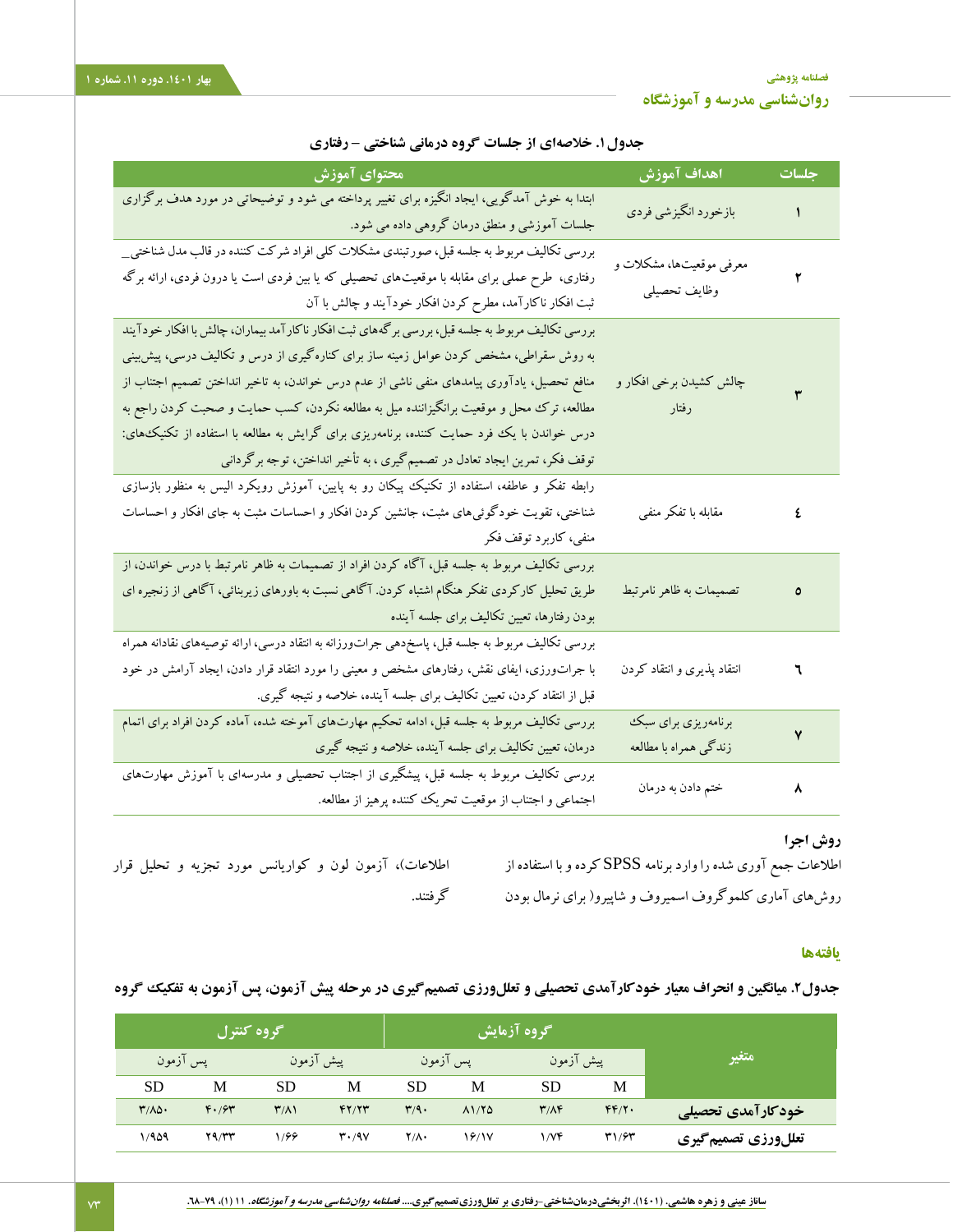جدول ۱. خلاصه‌ای از جلسات گروه درمانی شناختی – رفتاری

| جلسات | اهداف آموزش | محتوای آموزش |
|---|---|---|
| ۱ | بازخورد انگیزشی فردی | ابتدا به خوش آمدگویی، ایجاد انگیزه برای تغییر پرداخته می شود و توضیحاتی در مورد هدف برگزاری جلسات آموزشی و منطق درمان گروهی داده می شود. |
| ۲ | معرفی موقعیت‌ها، مشکلات و وظایف تحصیلی | بررسی تکالیف مربوط به جلسه قبل، صورتبندی مشکلات کلی افراد شرکت کننده در قالب مدل شناختی_ رفتاری، طرح عملی برای مقابله با موقعیت‌های تحصیلی که یا بین فردی است یا درون فردی، ارائه برگه ثبت افکار ناکارآمد، مطرح کردن افکار خودآیند و چالش با آن |
| ۳ | چالش کشیدن برخی افکار و رفتار | بررسی تکالیف مربوط به جلسه قبل، بررسی برگه‌های ثبت افکار ناکارآمد بیماران، چالش با افکار خودآیند به روش سقراطی، مشخص کردن عوامل زمینه ساز برای کناره‌گیری از درس و تکالیف درسی، پیش‌بینی منافع تحصیل، یادآوری پیامدهای منفی ناشی از عدم درس خواندن، به تاخیر انداختن تصمیم اجتناب از مطالعه، ترک محل و موقعیت برانگیزاننده میل به مطالعه نکردن، کسب حمایت و صحبت کردن راجع به درس خواندن با یک فرد حمایت کننده، برنامه‌ریزی برای گرایش به مطالعه با استفاده از تکنیک‌های: توقف فکر، تمرین ایجاد تعادل در تصمیم گیری ، به تأخیر انداختن، توجه برگردانی |
| ٤ | مقابله با تفکر منفی | رابطه تفکر و عاطفه، استفاده از تکنیک پیکان رو به پایین، آموزش رویکرد الیس به منظور بازسازی شناختی، تقویت خودگوئی‌های مثبت، جانشین کردن افکار و احساسات مثبت به جای افکار و احساسات منفی، کاربرد توقف فکر |
| ۵ | تصمیمات به ظاهر نامرتبط | بررسی تکالیف مربوط به جلسه قبل، آگاه کردن افراد از تصمیمات به ظاهر نامرتبط با درس خواندن، از طریق تحلیل کارکردی تفکر هنگام اشتباه کردن. آگاهی نسبت به باورهای زیربنائی، آگاهی از زنجیره ای بودن رفتارها، تعیین تکالیف برای جلسه آینده |
| ٦ | انتقاد پذیری و انتقاد کردن | بررسی تکالیف مربوط به جلسه قبل، پاسخ‌دهی جرات‌ورزانه به انتقاد درسی، ارائه توصیه‌های نقادانه همراه با جرات‌ورزی، ایفای نقش، رفتارهای مشخص و معینی را مورد انتقاد قرار دادن، ایجاد آرامش در خود قبل از انتقاد کردن، تعیین تکالیف برای جلسه آینده، خلاصه و نتیجه گیری. |
| ۷ | برنامه‌ریزی برای سبک زندگی همراه با مطالعه | بررسی تکالیف مربوط به جلسه قبل، ادامه تحکیم مهارت‌های آموخته شده، آماده کردن افراد برای اتمام درمان، تعیین تکالیف برای جلسه آینده، خلاصه و نتیجه گیری |
| ۸ | ختم دادن به درمان | بررسی تکالیف مربوط به جلسه قبل، پیشگیری از اجتناب تحصیلی و مدرسه‌ای با آموزش مهارت‌های اجتماعی و اجتناب از موقعیت تحریک کننده پرهیز از مطالعه. |

### روش اجرا

اطلاعات جمع آوری شده را وارد برنامه SPSS کرده و با استفاده از روش‌های آماری کلموگروف اسمیروف و شاپیرو( برای نرمال بودن اطلاعات)، آزمون لون و کواریانس مورد تجزیه و تحلیل قرار گرفتند.

## یافته‌ها

**جدول۲. میانگین و انحراف معیار خودکارآمدی تحصیلی و تعلل‌ورزی تصمیم‌گیری در مرحله پیش آزمون، پس آزمون به تفکیک گروه**

| متغیر | گروه آزمایش | | | | گروه کنترل | | | |
|---|---|---|---|---|---|---|---|---|
| | پیش آزمون | | پس آزمون | | پیش آزمون | | پس آزمون | |
| | M | SD | M | SD | M | SD | M | SD |
| خودکارآمدی تحصیلی | ۴۴/۲۰ | ۳/۸۴ | ۸۱/۲۵ | ۳/۹۰ | ۴۲/۲۳ | ۳/۸۱ | ۴۰/۶۳ | ۳/۸۵۰ |
| تعلل‌ورزی تصمیم‌گیری | ۳۱/۶۳ | ۱/۷۴ | ۱۶/۱۷ | ۲/۸۰ | ۳۰/۹۷ | ۱/۶۶ | ۲۹/۳۳ | ۱/۹۵۹ |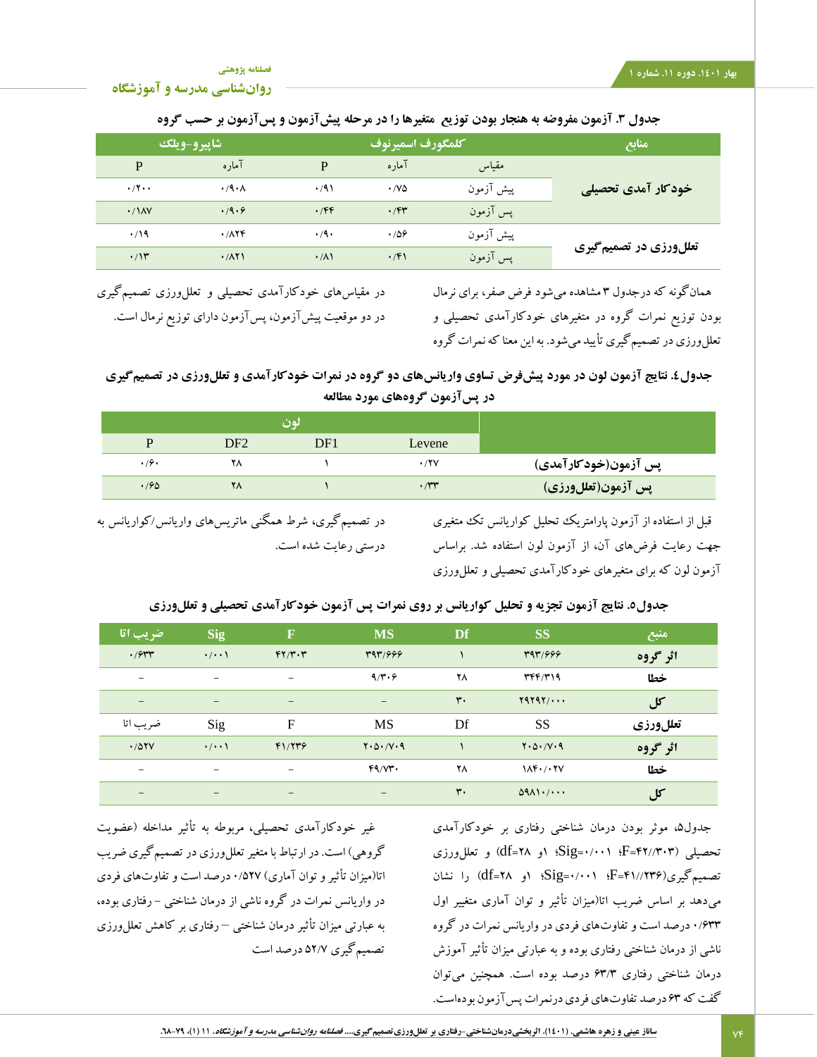**جدول ۳. آزمون مفروضه به هنجار بودن توزیع متغیرها را در مرحله پیش‌آزمون و پس‌آزمون بر حسب گروه**

| منابع | مقیاس | کلموگروف اسمیرنوف آماره | کلموگروف اسمیرنوف P | شاپیرو-ویلک آماره | شاپیرو-ویلک P |
|---|---|---|---|---|---|
| خودکارآمدی تحصیلی | پیش آزمون | ۰/۷۵ | ۰/۹۱ | ۰/۹۰۸ | ۰/۲۰۰ |
| | پس آزمون | ۰/۴۳ | ۰/۴۴ | ۰/۹۰۶ | ۰/۱۸۷ |
| تعلل‌ورزی در تصمیم‌گیری | پیش آزمون | ۰/۵۶ | ۰/۹۰ | ۰/۸۲۴ | ۰/۱۹ |
| | پس آزمون | ۰/۴۱ | ۰/۸۱ | ۰/۸۲۱ | ۰/۱۳ |

همان‌گونه که درجدول ۳ مشاهده می‌شود فرض صفر، برای نرمال بودن توزیع نمرات گروه در متغیرهای خودکارآمدی تحصیلی و تعلل‌ورزی در تصمیم گیری تأیید می‌شود. به این معنا که نمرات گروه در مقیاس‌های خودکارآمدی تحصیلی و تعلل‌ورزی تصمیم گیری در دو موقعیت پیش‌آزمون، پس‌آزمون دارای توزیع نرمال است.

**جدول ٤. نتایج آزمون لون در مورد پیش‌فرض تساوی واریانس‌های دو گروه در نمرات خودکارآمدی و تعلل‌ورزی در تصمیم‌گیری در پس‌آزمون گروه‌های مورد مطالعه**

| | لون Levene | DF1 | DF2 | P |
|---|---|---|---|---|
| پس آزمون(خودکارآمدی) | ۰/۲۷ | ۱ | ۲۸ | ۰/۶۰ |
| پس آزمون(تعلل‌ورزی) | ۰/۳۳ | ۱ | ۲۸ | ۰/۶۵ |

قبل از استفاده از آزمون پارامتریک تحلیل کواریانس تک متغیری جهت رعایت فرض‌های آن، از آزمون لون استفاده شد. براساس آزمون لون که برای متغیرهای خودکارآمدی تحصیلی و تعلل‌ورزی در تصمیم‌گیری، شرط همگنی ماتریس‌های واریانس/کواریانس به درستی رعایت شده است.

**جدول۵. نتایج آزمون تجزیه و تحلیل کواریانس بر روی نمرات پس آزمون خودکارآمدی تحصیلی و تعلل‌ورزی**

| منبع | SS | Df | MS | F | Sig | ضریب اتا |
|---|---|---|---|---|---|---|
| اثر گروه | ۳۹۳/۶۶۶ | ۱ | ۳۹۳/۶۶۶ | ۴۲/۳۰۳ | ۰/۰۰۱ | ۰/۶۳۳ |
| خطا | ۳۴۴/۳۱۹ | ۲۸ | ۹/۳۰۶ | – | – | – |
| کل | ۲۹۲۹۲/۰۰۰ | ۳۰ | – | – | – | – |
| تعلل‌ورزی | SS | Df | MS | F | Sig | ضریب اتا |
| اثر گروه | ۲۰۵۰/۷۰۹ | ۱ | ۲۰۵۰/۷۰۹ | ۴۱/۲۳۶ | ۰/۰۰۱ | ۰/۵۲۷ |
| خطا | ۱۸۴۰/۰۲۷ | ۲۸ | ۴۹/۷۳۰ | – | – | – |
| کل | ۵۹۸۱۰/۰۰۰ | ۳۰ | – | – | – | – |

جدول۵، موثر بودن درمان شناختی رفتاری بر خودکارآمدی تحصیلی (F=۴۲//۳۰۳؛ Sig=۰/۰۰۱؛ و۱ و df=۲۸) و تعلل‌ورزی تصمیم گیری(F=۴۱//۲۳۶؛ Sig=۰/۰۰۱؛ و۱ و df=۲۸) را نشان می‌دهد بر اساس ضریب اتا(میزان تأثیر و توان آماری متغییر اول ۰/۶۳۳ درصد است و تفاوت‌های فردی در واریانس نمرات در گروه ناشی از درمان شناختی رفتاری بوده و به عبارتی میزان تأثیر آموزش درمان شناختی رفتاری ۶۳/۳ درصد بوده است. همچنین می‌توان گفت که ۶۳ درصد تفاوت‌های فردی درنمرات پس‌آزمون بوده‌است. غیر خودکارآمدی تحصیلی، مربوطه به تأثیر مداخله (عضویت گروهی) است. در ارتباط با متغیر تعلل‌ورزی در تصمیم گیری ضریب اتا(میزان تأثیر و توان آماری) ۰/۵۲۷ درصد است و تفاوت‌های فردی در واریانس نمرات در گروه ناشی از درمان شناختی – رفتاری بوده، به عبارتی میزان تأثیر درمان شناختی – رفتاری بر کاهش تعلل‌ورزی تصمیم گیری ۵۲/۷ درصد است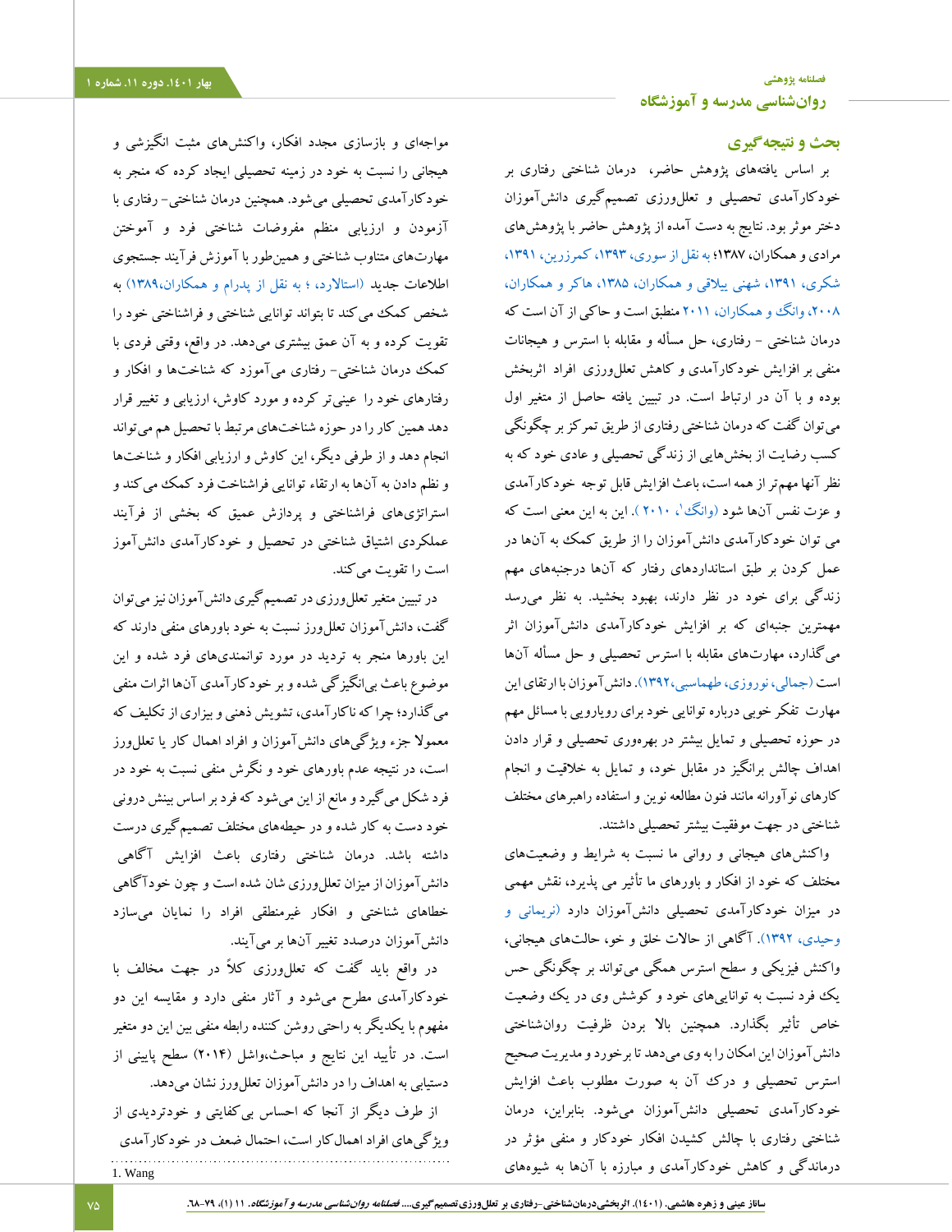## بحث و نتیجه‌گیری

بر اساس یافته‌های پژوهش حاضر، درمان شناختی رفتاری بر خودکارآمدی تحصیلی و تعلل‌ورزی تصمیم‌گیری دانش‌آموزان دختر موثر بود. نتایج به دست آمده از پژوهش حاضر با پژوهش‌های مرادی و همکاران، ۱۳۸۷؛ به نقل از سوری، ۱۳۹۳، کمرزرین، ۱۳۹۱، شکری، ۱۳۹۱، شهنی ییلاقی و همکاران، ۱۳۸۵، هاکر و همکاران، ۲۰۰۸، وانگ و همکاران، ۲۰۱۱ منطبق است و حاکی از آن است که درمان شناختی – رفتاری، حل مسأله و مقابله با استرس و هیجانات منفی بر افزایش خودکارآمدی و کاهش تعلل‌ورزی افراد اثربخش بوده و با آن در ارتباط است. در تبیین یافته حاصل از متغیر اول می‌توان گفت که درمان شناختی رفتاری از طریق تمرکز بر چگونگی کسب رضایت از بخش‌هایی از زندگی تحصیلی و عادی خود که به نظر آنها مهم‌تر از همه است، باعث افزایش قابل توجه خودکارآمدی و عزت نفس آن‌ها شود (وانگ[1]، ۲۰۱۰ ). این به این معنی است که می توان خودکارآمدی دانش‌آموزان را از طریق کمک به آن‌ها در عمل کردن بر طبق استانداردهای رفتار که آن‌ها درجنبه‌های مهم زندگی برای خود در نظر دارند، بهبود بخشید. به نظر می‌رسد مهمترین جنبه‌ای که بر افزایش خودکارآمدی دانش‌آموزان اثر می‌گذارد، مهارت‌های مقابله با استرس تحصیلی و حل مسأله آن‌ها است (جمالی، نوروزی، طهماسبی،۱۳۹۲). دانش‌آموزان با ارتقای این مهارت تفکر خوبی درباره توانایی خود برای رویارویی با مسائل مهم در حوزه تحصیلی و تمایل بیشتر در بهره‌وری تحصیلی و قرار دادن اهداف چالش برانگیز در مقابل خود، و تمایل به خلاقیت و انجام کارهای نوآورانه مانند فنون مطالعه نوین و استفاده راهبرهای مختلف شناختی در جهت موفقیت بیشتر تحصیلی داشتند.

واکنش‌های هیجانی و روانی ما نسبت به شرایط و وضعیت‌های مختلف که خود از افکار و باورهای ما تأثیر می پذیرد، نقش مهمی در میزان خودکارآمدی تحصیلی دانش‌آموزان دارد (نریمانی و وحیدی، ۱۳۹۲). آگاهی از حالات خلق و خو، حالت‌های هیجانی، واکنش فیزیکی و سطح استرس همگی می‌تواند بر چگونگی حس یک فرد نسبت به توانایی‌های خود و کوشش وی در یک وضعیت خاص تأثیر بگذارد. همچنین بالا بردن ظرفیت روان‌شناختی دانش‌آموزان این امکان را به وی می‌دهد تا برخورد و مدیریت صحیح استرس تحصیلی و درک آن به صورت مطلوب باعث افزایش خودکارآمدی تحصیلی دانش‌آموزان می‌شود. بنابراین، درمان شناختی رفتاری با چالش کشیدن افکار خودکار و منفی مؤثر در درماندگی و کاهش خودکارآمدی و مبارزه با آن‌ها به شیوه‌های مواجه‌ای و بازسازی مجدد افکار، واکنش‌های مثبت انگیزشی و هیجانی را نسبت به خود در زمینه تحصیلی ایجاد کرده که منجر به خودکارآمدی تحصیلی می‌شود. همچنین درمان شناختی– رفتاری با آزمودن و ارزیابی منظم مفروضات شناختی فرد و آموختن مهارت‌های متناوب شناختی و همین‌طور با آموزش فرآیند جستجوی اطلاعات جدید (استالارد، ؛ به نقل از پدرام و همکاران،۱۳۸۹) به شخص کمک می‌کند تا بتواند توانایی شناختی و فراشناختی خود را تقویت کرده و به آن عمق بیشتری می‌دهد. در واقع، وقتی فردی با کمک درمان شناختی– رفتاری می‌آموزد که شناخت‌ها و افکار و رفتارهای خود را عینی‌تر کرده و مورد کاوش، ارزیابی و تغییر قرار دهد همین کار را در حوزه شناخت‌های مرتبط با تحصیل هم می‌تواند انجام دهد و از طرفی دیگر، این کاوش و ارزیابی افکار و شناخت‌ها و نظم دادن به آن‌ها به ارتقاء توانایی فراشناخت فرد کمک می‌کند و استراتژی‌های فراشناختی و پردازش عمیق که بخشی از فرآیند عملکردی اشتیاق شناختی در تحصیل و خودکارآمدی دانش‌آموز است را تقویت می‌کند.

در تبیین متغیر تعلل‌ورزی در تصمیم‌گیری دانش‌آموزان نیز می‌توان گفت، دانش‌آموزان تعلل‌ورز نسبت به خود باورهای منفی دارند که این باورها منجر به تردید در مورد توانمندی‌های فرد شده و این موضوع باعث بی‌انگیزگی شده و بر خودکارآمدی آن‌ها اثرات منفی می‌گذارد؛ چرا که ناکارآمدی، تشویش ذهنی و بیزاری از تکلیف که معمولا جزء ویژگی‌های دانش‌آموزان و افراد اهمال کار یا تعلل‌ورز است، در نتیجه عدم باورهای خود و نگرش منفی نسبت به خود در فرد شکل می‌گیرد و مانع از این می‌شود که فرد بر اساس بینش درونی خود دست به کار شده و در حیطه‌های مختلف تصمیم‌گیری درست داشته باشد. درمان شناختی رفتاری باعث افزایش آگاهی دانش‌آموزان از میزان تعلل‌ورزی شان شده است و چون خودآگاهی خطاهای شناختی و افکار غیرمنطقی افراد را نمایان می‌سازد دانش‌آموزان درصدد تغییر آن‌ها بر می‌آیند.

در واقع باید گفت که تعلل‌ورزی کلاً در جهت مخالف با خودکارآمدی مطرح می‌شود و آثار منفی دارد و مقایسه این دو مفهوم با یکدیگر به راحتی روشن کننده رابطه منفی بین این دو متغیر است. در تأیید این نتایج و مباحث،واشل (۲۰۱۴) سطح پایینی از دستیابی به اهداف را در دانش‌آموزان تعلل‌ورز نشان می‌دهد.

از طرف دیگر از آنجا که احساس بی‌کفایتی و خودتردیدی از ویژگی‌های افراد اهمال کار است، احتمال ضعف در خودکارآمدی

1. Wang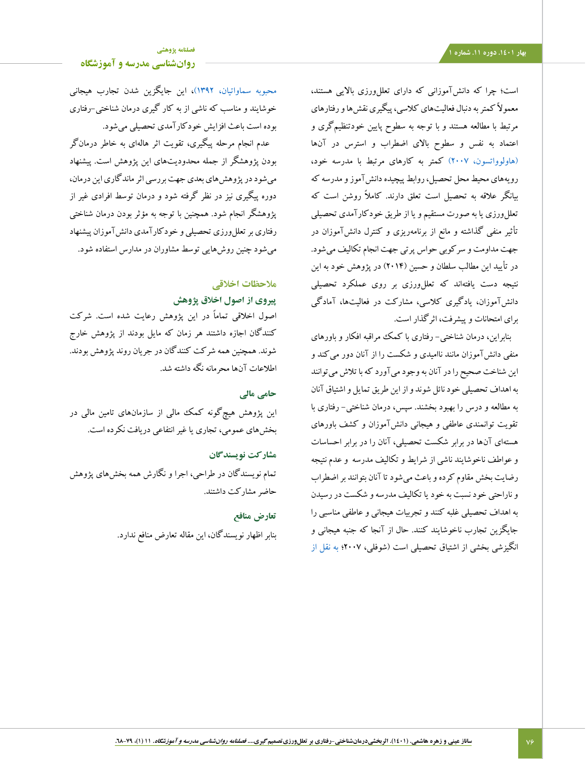است؛ چرا که دانش‌آموزانی که دارای تعلل‌ورزی بالایی هستند، معمولاً کمتر به دنبال فعالیت‌های کلاسی، پیگیری نقش‌ها و رفتارهای مرتبط با مطالعه هستند و با توجه به سطوح پایین خودتنظیم‌گری و اعتماد به نفس و سطوح بالای اضطراب و استرس در آن‌ها (هاولوواتسون، ۲۰۰۷) کمتر به کارهای مرتبط با مدرسه خود، رویه‌های محیط محل تحصیل، روابط پیچیده دانش‌آموز و مدرسه که بیانگر علاقه به تحصیل است تعلق دارند. کاملاً روشن است که تعلل‌ورزی یا به صورت مستقیم و یا از طریق خودکارآمدی تحصیلی تأثیر منفی گذاشته و مانع از برنامه‌ریزی و کنترل دانش‌آموزان در جهت مداومت و سرکوبی حواس پرتی جهت انجام تکالیف می‌شود. در تأیید این مطالب سلطان و حسین (۲۰۱۴) در پژوهش خود به این نتیجه دست یافته‌اند که تعلل‌ورزی بر روی عملکرد تحصیلی دانش‌آموزان، یادگیری کلاسی، مشارکت در فعالیت‌ها، آمادگی برای امتحانات و پیشرفت، اثرگذار است.

بنابراین، درمان شناختی- رفتاری با کمک مراقبه افکار و باورهای منفی دانش‌آموزان مانند ناامیدی و شکست را از آنان دور می‌کند و این شناخت صحیح را در آنان به وجود می‌آورد که با تلاش می‌توانند به اهداف تحصیلی خود نائل شوند و از این طریق تمایل و اشتیاق آنان به مطالعه و درس را بهبود بخشند. سپس، درمان شناختی- رفتاری با تقویت توانمندی عاطفی و هیجانی دانش‌آموزان و کشف باورهای هسته‌ای آن‌ها در برابر شکست تحصیلی، آنان را در برابر احساسات و عواطف ناخوشایند ناشی از شرایط و تکالیف مدرسه و عدم نتیجه رضایت بخش مقاوم کرده و باعث می‌شود تا آنان بتوانند بر اضطراب و ناراحتی خود نسبت به خود یا تکالیف مدرسه و شکست در رسیدن به اهداف تحصیلی غلبه کنند و تجربیات هیجانی و عاطفی مناسبی را جایگزین تجارب ناخوشایند کنند. حال از آنجا که جنبه هیجانی و انگیزشی بخشی از اشتیاق تحصیلی است (شوفلی، ۲۰۰۷؛ به نقل از محبوبه سماواتیان، ۱۳۹۲)، این جایگزین شدن تجارب هیجانی خوشایند و مناسب که ناشی از به کار گیری درمان شناختی-رفتاری بوده است باعث افزایش خودکارآمدی تحصیلی می‌شود.

عدم انجام مرحله پیگیری، تقویت اثر هاله‌ای به خاطر درمانگر بودن پژوهشگر از جمله محدودیت‌های این پژوهش است. پیشنهاد می‌شود در پژوهش‌های بعدی جهت بررسی اثر ماندگاری این درمان، دوره پیگیری نیز در نظر گرفته شود و درمان توسط افرادی غیر از پژوهشگر انجام شود. همچنین با توجه به مؤثر بودن درمان شناختی رفتاری بر تعلل‌ورزی تحصیلی و خودکارآمدی دانش‌آموزان پیشنهاد می‌شود چنین روش‌هایی توسط مشاوران در مدارس استفاده شود.

## ملاحظات اخلاقی

### پیروی از اصول اخلاق پژوهش

اصول اخلاقی تماماً در این پژوهش رعایت شده است. شرکت کنندگان اجازه داشتند هر زمان که مایل بودند از پژوهش خارج شوند. همچنین همه شرکت کنندگان در جریان روند پژوهش بودند. اطلاعات آن‌ها محرمانه نگه داشته شد.

### حامی مالی

این پژوهش هیچ‌گونه کمک مالی از سازمان‌های تامین مالی در بخش‌های عمومی، تجاری یا غیر انتفاعی دریافت نکرده است.

### مشارکت نویسندگان

تمام نویسندگان در طراحی، اجرا و نگارش همه بخش‌های پژوهش حاضر مشارکت داشتند.

### تعارض منافع

بنابر اظهار نویسندگان، این مقاله تعارض منافع ندارد.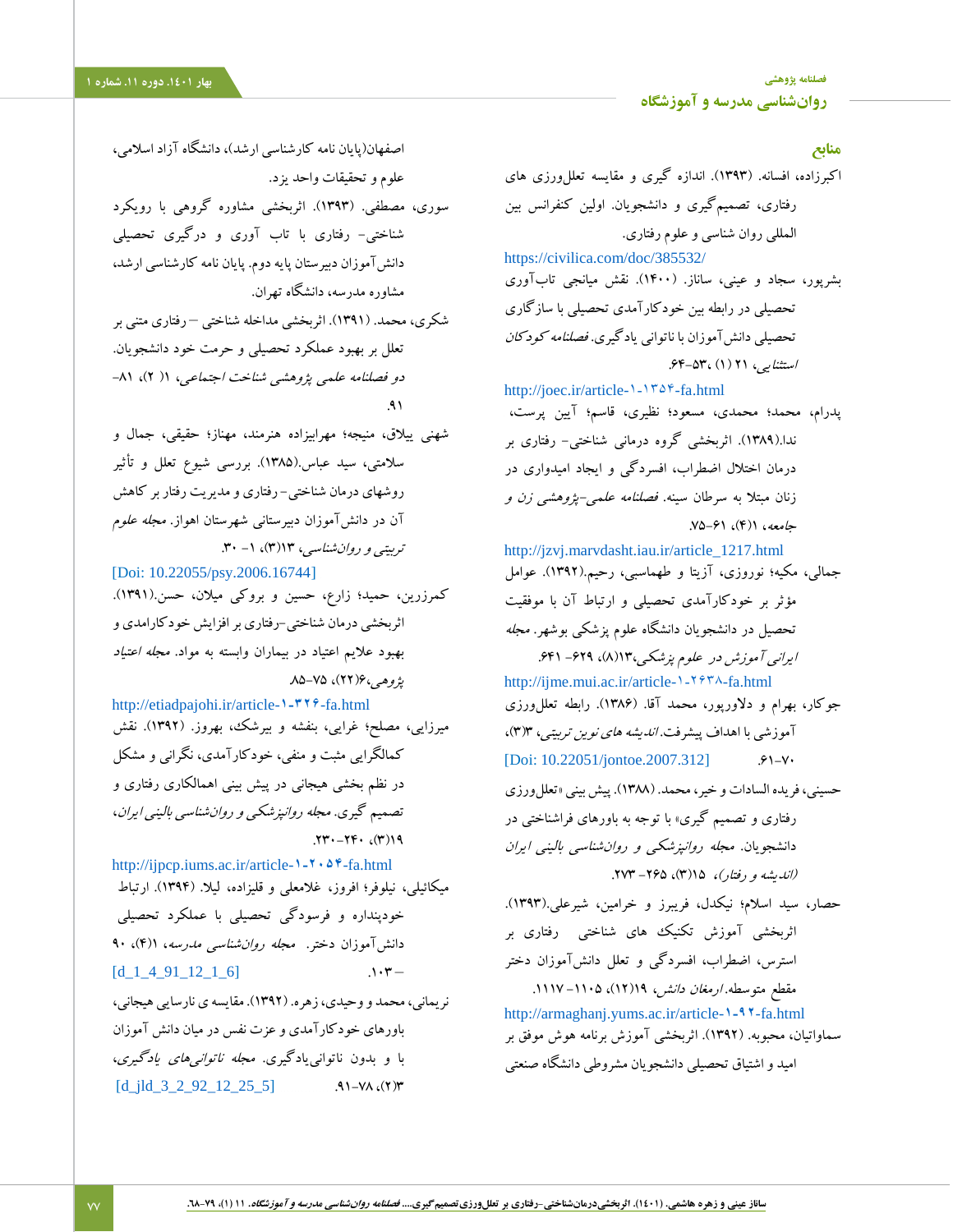## منابع

اکبرزاده، افسانه. (۱۳۹۳). اندازه گیری و مقایسه تعللورزی های رفتاری، تصمیم‌گیری و دانشجویان. اولین کنفرانس بین المللی روان شناسی و علوم رفتاری.
https://civilica.com/doc/385532/

بشرپور، سجاد و عینی، ساناز. (۱۴۰۰). نقش میانجی تاب‌آوری تحصیلی در رابطه بین خودکارآمدی تحصیلی با سازگاری تحصیلی دانش‌آموزان با ناتوانی یادگیری. *فصلنامه کودکان استثنایی*، ۲۱ (۱) ،۵۳-۶۴.
http://joec.ir/article-۱-۱۳۵۴-fa.html

پدرام، محمد؛ محمدی، مسعود؛ نظیری، قاسم؛ آیین پرست، ندا.(۱۳۸۹). اثربخشی گروه درمانی شناختی- رفتاری بر درمان اختلال اضطراب، افسردگی و ایجاد امیدواری در زنان مبتلا به سرطان سینه. *فصلنامه علمی-پژوهشی زن و جامعه*، ۱(۴)، ۶۱-۷۵.
http://jzvj.marvdasht.iau.ir/article_1217.html

جمالی، مکیه؛ نوروزی، آزیتا و طهماسبی، رحیم.(۱۳۹۲). عوامل مؤثر بر خودکارآمدی تحصیلی و ارتباط آن با موفقیت تحصیل در دانشجویان دانشگاه علوم پزشکی بوشهر. *مجله ایرانی آموزش در علوم پزشکی*،۱۳(۸)، ۶۲۹- ۶۴۱.
http://ijme.mui.ac.ir/article-۱-۲۶۳۸-fa.html

جوکار، بهرام و دلاورپور، محمد آقا. (۱۳۸۶). رابطه تعللورزی آموزشی با اهداف پیشرفت.*اندیشه های نوین تربیتی*، ۳(۳)، ۶۱-۷۰.
[Doi: 10.22051/jontoe.2007.312]

حسینی، فریده السادات و خیر، محمد. (۱۳۸۸). پیش بینی «تعللورزی رفتاری و تصمیم گیری» با توجه به باورهای فراشناختی در دانشجویان. *مجله روانپزشکی و روانشناسی بالینی ایران (اندیشه و رفتار)*، ۱۵(۳)، ۲۶۵- ۲۷۳.

حصار، سید اسلام؛ نیکدل، فریبرز و خرامین، شیرعلی.(۱۳۹۳). اثربخشی آموزش تکنیک های شناختی رفتاری بر استرس، اضطراب، افسردگی و تعلل دانش‌آموزان دختر مقطع متوسطه. *ارمغان دانش*، ۱۹(۱۲)، ۱۱۰۵- ۱۱۱۷.
http://armaghanj.yums.ac.ir/article-۱-۹۲-fa.html

سماواتیان، محبوبه. (۱۳۹۲). اثربخشی آموزش برنامه هوش موفق بر امید و اشتیاق تحصیلی دانشجویان مشروطی دانشگاه صنعتی اصفهان(پایان نامه کارشناسی ارشد)، دانشگاه آزاد اسلامی، علوم و تحقیقات واحد یزد.

سوری، مصطفی. (۱۳۹۳). اثربخشی مشاوره گروهی با رویکرد شناختی- رفتاری با تاب آوری و درگیری تحصیلی دانش‌آموزان دبیرستان پایه دوم. پایان نامه کارشناسی ارشد، مشاوره مدرسه، دانشگاه تهران.

شکری، محمد. (۱۳۹۱). اثربخشی مداخله شناختی – رفتاری متنی بر تعلل بر بهبود عملکرد تحصیلی و حرمت خود دانشجویان. *دو فصلنامه علمی پژوهشی شناخت اجتماعی*، ۱( ۲)، ۸۱-۹۱.

شهنی ییلاق، منیجه؛ مهرابیزاده هنرمند، مهناز؛ حقیقی، جمال و سلامتی، سید عباس.(۱۳۸۵). بررسی شیوع تعلل و تأثیر روشهای درمان شناختی- رفتاری و مدیریت رفتار بر کاهش آن در دانش‌آموزان دبیرستانی شهرستان اهواز. *مجله علوم تربیتی و روانشناسی*، ۱۳(۳)، ۱- ۳۰.
[Doi: 10.22055/psy.2006.16744]

کمرزرین، حمید؛ زارع، حسین و بروکی میلان، حسن.(۱۳۹۱). اثربخشی درمان شناختی-رفتاری بر افزایش خودکارامدی و بهبود علایم اعتیاد در بیماران وابسته به مواد. *مجله اعتیاد پژوهی*،۶(۲۲)، ۷۵-۸۵
http://etiadpajohi.ir/article-۱-۳۲۶-fa.html

میرزایی، مصلح؛ غرایی، بنفشه و بیرشک، بهروز. (۱۳۹۲). نقش کمالگرایی مثبت و منفی، خودکارآمدی، نگرانی و مشکل در نظم بخشی هیجانی در پیش بینی اهمالکاری رفتاری و تصمیم گیری. *مجله روانپزشکی و روانشناسی بالینی ایران*، ۱۹(۳)، ۲۴۰-۲۳۰.
http://ijpcp.iums.ac.ir/article-۱-۲۰۵۴-fa.html

میکائیلی، نیلوفر؛ افروز، غلامعلی و قلیزاده، لیلا. (۱۳۹۴). ارتباط خودپنداره و فرسودگی تحصیلی با عملکرد تحصیلی دانش‌آموزان دختر. *مجله روانشناسی مدرسه*، ۱(۴)، ۹۰ –۱۰۳.
[d_1_4_91_12_1_6]

نریمانی، محمد و وحیدی، زهره. (۱۳۹۲). مقایسه ی نارسایی هیجانی، باورهای خودکارآمدی و عزت نفس در میان دانش آموزان با و بدون ناتوانی‌یادگیری. *مجله ناتوانی‌های یادگیری*، ۳(۲)، ۷۸-۹۱.
[d_jld_3_2_92_12_25_5]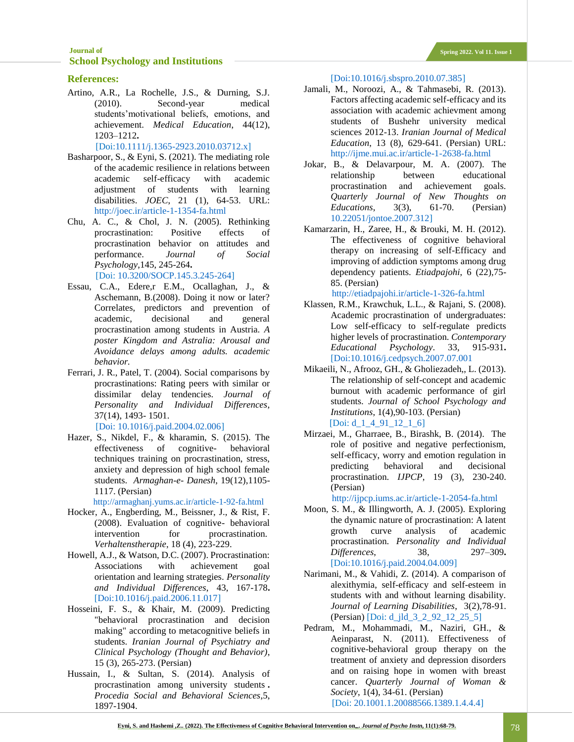## References:

Artino, A.R., La Rochelle, J.S., & Durning, S.J. (2010). Second-year medical students'motivational beliefs, emotions, and achievement. *Medical Education*, 44(12), 1203–1212**.**
[Doi:10.1111/j.1365-2923.2010.03712.x]

Basharpoor, S., & Eyni, S. (2021). The mediating role of the academic resilience in relations between academic self-efficacy with academic adjustment of students with learning disabilities. *JOEC*, 21 (1), 64-53. URL: http://joec.ir/article-1-1354-fa.html

Chu, A. C., & Chol, J. N. (2005). Rethinking procrastination: Positive effects of procrastination behavior on attitudes and performance. *Journal of Social Psychology*,145, 245-264**.**
[Doi: 10.3200/SOCP.145.3.245-264]

Essau, C.A., Edere,r E.M., Ocallaghan, J., & Aschemann, B.(2008). Doing it now or later? Correlates, predictors and prevention of academic, decisional and general procrastination among students in Austria. *A poster Kingdom and Astralia: Arousal and Avoidance delays among adults. academic behavior.*

Ferrari, J. R., Patel, T. (2004). Social comparisons by procrastinations: Rating peers with similar or dissimilar delay tendencies. *Journal of Personality and Individual Differences*, 37(14), 1493- 1501.
[Doi: 10.1016/j.paid.2004.02.006]

Hazer, S., Nikdel, F., & kharamin, S. (2015). The effectiveness of cognitive- behavioral techniques training on procrastination, stress, anxiety and depression of high school female students. *Armaghan-e- Danesh*, 19(12),1105-1117. (Persian)
http://armaghanj.yums.ac.ir/article-1-92-fa.html

Hocker, A., Engberding, M., Beissner, J., & Rist, F. (2008). Evaluation of cognitive- behavioral intervention for procrastination. *Verhaltenstherapie*, 18 (4), 223-229.

Howell, A.J., & Watson, D.C. (2007). Procrastination: Associations with achievement goal orientation and learning strategies. *Personality and Individual Differences*, 43, 167-178**.**
[Doi:10.1016/j.paid.2006.11.017]

Hosseini, F. S., & Khair, M. (2009). Predicting "behavioral procrastination and decision making" according to metacognitive beliefs in students. *Iranian Journal of Psychiatry and Clinical Psychology (Thought and Behavior)*, 15 (3), 265-273. (Persian)

Hussain, I., & Sultan, S. (2014). Analysis of procrastination among university students**.** *Procedia Social and Behavioral Sciences*,5, 1897-1904.
[Doi:10.1016/j.sbspro.2010.07.385]

Jamali, M., Noroozi, A., & Tahmasebi, R. (2013). Factors affecting academic self-efficacy and its association with academic achievment among students of Bushehr university medical sciences 2012-13. *Iranian Journal of Medical Education*, 13 (8), 629-641. (Persian) URL: http://ijme.mui.ac.ir/article-1-2638-fa.html

Jokar, B., & Delavarpour, M. A. (2007). The relationship between educational procrastination and achievement goals. *Quarterly Journal of New Thoughts on Educations*, 3(3), 61-70. (Persian) 10.22051/jontoe.2007.312]

Kamarzarin, H., Zaree, H., & Brouki, M. H. (2012). The effectiveness of cognitive behavioral therapy on increasing of self-Efficacy and improving of addiction symptoms among drug dependency patients. *Etiadpajohi*, 6 (22),75-85. (Persian)
http://etiadpajohi.ir/article-1-326-fa.html

Klassen, R.M., Krawchuk, L.L., & Rajani, S. (2008). Academic procrastination of undergraduates: Low self-efficacy to self-regulate predicts higher levels of procrastination. *Contemporary Educational Psychology*. 33, 915-931**.**
[Doi:10.1016/j.cedpsych.2007.07.001

Mikaeili, N., Afrooz, GH., & Gholiezadeh,, L. (2013). The relationship of self-concept and academic burnout with academic performance of girl students. *Journal of School Psychology and Institutions*, 1(4),90-103. (Persian)
[Doi: d_1_4_91_12_1_6]

Mirzaei, M., Gharraee, B., Birashk, B. (2014). The role of positive and negative perfectionism, self-efficacy, worry and emotion regulation in predicting behavioral and decisional procrastination. *IJPCP*, 19 (3), 230-240. (Persian)
http://ijpcp.iums.ac.ir/article-1-2054-fa.html

Moon, S. M., & Illingworth, A. J. (2005). Exploring the dynamic nature of procrastination: A latent growth curve analysis of academic procrastination. *Personality and Individual Differences*, 38, 297–309**.**
[Doi:10.1016/j.paid.2004.04.009]

Narimani, M., & Vahidi, Z. (2014). A comparison of alexithymia, self-efficacy and self-esteem in students with and without learning disability. *Journal of Learning Disabilities*, 3(2),78-91. (Persian) [Doi: d_jld_3_2_92_12_25_5]

Pedram, M., Mohammadi, M., Naziri, GH., & Aeinparast, N. (2011). Effectiveness of cognitive-behavioral group therapy on the treatment of anxiety and depression disorders and on raising hope in women with breast cancer. *Quarterly Journal of Woman & Society*, 1(4), 34-61. (Persian)
[Doi: 20.1001.1.20088566.1389.1.4.4.4]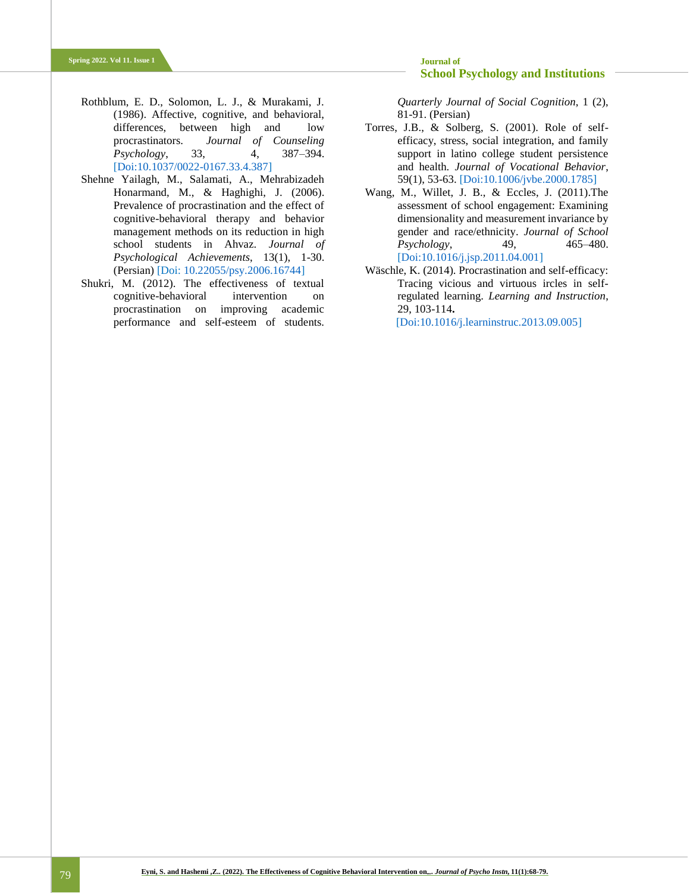Rothblum, E. D., Solomon, L. J., & Murakami, J. (1986). Affective, cognitive, and behavioral, differences, between high and low procrastinators. *Journal of Counseling Psychology*, 33, 4, 387–394. [Doi:10.1037/0022-0167.33.4.387]

Shehne Yailagh, M., Salamati, A., Mehrabizadeh Honarmand, M., & Haghighi, J. (2006). Prevalence of procrastination and the effect of cognitive-behavioral therapy and behavior management methods on its reduction in high school students in Ahvaz. *Journal of Psychological Achievements*, 13(1), 1-30. (Persian) [Doi: 10.22055/psy.2006.16744]

Shukri, M. (2012). The effectiveness of textual cognitive-behavioral intervention on procrastination on improving academic performance and self-esteem of students. *Quarterly Journal of Social Cognition*, 1 (2), 81-91. (Persian)

Torres, J.B., & Solberg, S. (2001). Role of self-efficacy, stress, social integration, and family support in latino college student persistence and health. *Journal of Vocational Behavior*, 59(1), 53-63. [Doi:10.1006/jvbe.2000.1785]

Wang, M., Willet, J. B., & Eccles, J. (2011).The assessment of school engagement: Examining dimensionality and measurement invariance by gender and race/ethnicity. *Journal of School Psychology*, 49, 465–480. [Doi:10.1016/j.jsp.2011.04.001]

Wäschle, K. (2014). Procrastination and self-efficacy: Tracing vicious and virtuous ircles in self-regulated learning. *Learning and Instruction*, 29, 103-114**.** [Doi:10.1016/j.learninstruc.2013.09.005]